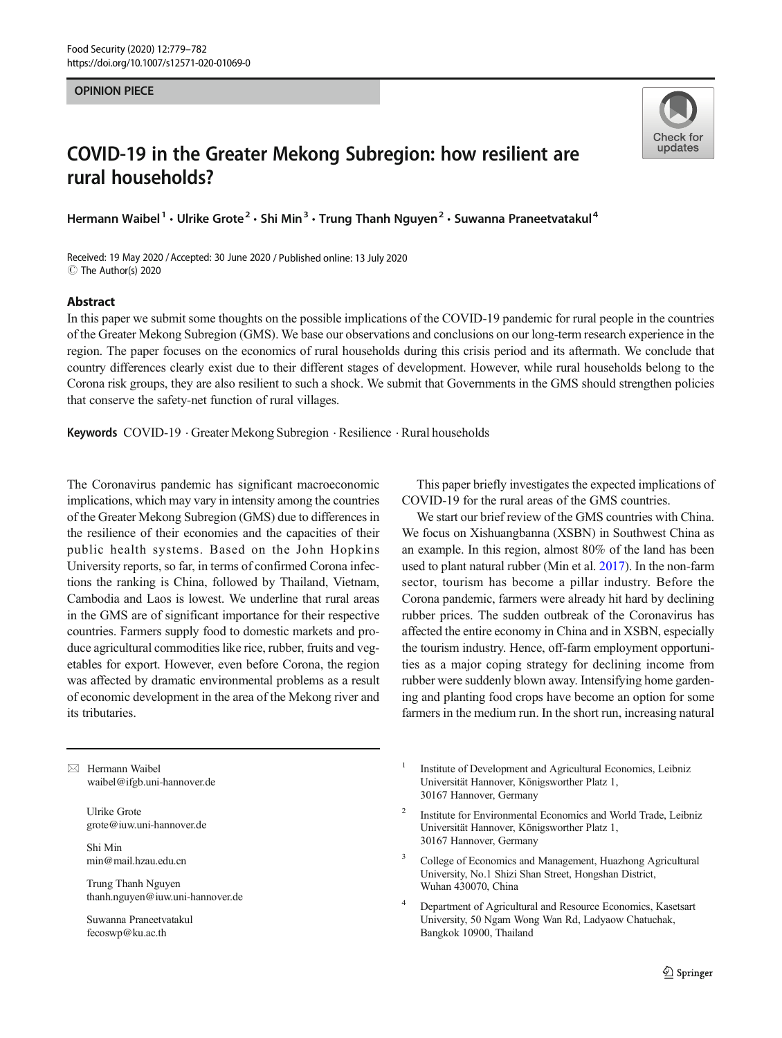OPINION PIECE

# COVID-19 in the Greater Mekong Subregion: how resilient are rural households?

Hermann Waibel[1] · Ulrike Grote[2] · Shi Min[3] · Trung Thanh Nguyen[2] · Suwanna Praneetvatakul[4]

Received: 19 May 2020 / Accepted: 30 June 2020 / Published online: 13 July 2020
© The Author(s) 2020

## Abstract

In this paper we submit some thoughts on the possible implications of the COVID-19 pandemic for rural people in the countries of the Greater Mekong Subregion (GMS). We base our observations and conclusions on our long-term research experience in the region. The paper focuses on the economics of rural households during this crisis period and its aftermath. We conclude that country differences clearly exist due to their different stages of development. However, while rural households belong to the Corona risk groups, they are also resilient to such a shock. We submit that Governments in the GMS should strengthen policies that conserve the safety-net function of rural villages.

**Keywords** COVID-19 · Greater Mekong Subregion · Resilience · Rural households

The Coronavirus pandemic has significant macroeconomic implications, which may vary in intensity among the countries of the Greater Mekong Subregion (GMS) due to differences in the resilience of their economies and the capacities of their public health systems. Based on the John Hopkins University reports, so far, in terms of confirmed Corona infections the ranking is China, followed by Thailand, Vietnam, Cambodia and Laos is lowest. We underline that rural areas in the GMS are of significant importance for their respective countries. Farmers supply food to domestic markets and produce agricultural commodities like rice, rubber, fruits and vegetables for export. However, even before Corona, the region was affected by dramatic environmental problems as a result of economic development in the area of the Mekong river and its tributaries.

This paper briefly investigates the expected implications of COVID-19 for the rural areas of the GMS countries.

We start our brief review of the GMS countries with China. We focus on Xishuangbanna (XSBN) in Southwest China as an example. In this region, almost 80% of the land has been used to plant natural rubber (Min et al. 2017). In the non-farm sector, tourism has become a pillar industry. Before the Corona pandemic, farmers were already hit hard by declining rubber prices. The sudden outbreak of the Coronavirus has affected the entire economy in China and in XSBN, especially the tourism industry. Hence, off-farm employment opportunities as a major coping strategy for declining income from rubber were suddenly blown away. Intensifying home gardening and planting food crops have become an option for some farmers in the medium run. In the short run, increasing natural

✉ Hermann Waibel
waibel@ifgb.uni-hannover.de

Ulrike Grote
grote@iuw.uni-hannover.de

Shi Min
min@mail.hzau.edu.cn

Trung Thanh Nguyen
thanh.nguyen@iuw.uni-hannover.de

Suwanna Praneetvatakul
fecoswp@ku.ac.th

[1] Institute of Development and Agricultural Economics, Leibniz Universität Hannover, Königsworther Platz 1, 30167 Hannover, Germany

[2] Institute for Environmental Economics and World Trade, Leibniz Universität Hannover, Königsworther Platz 1, 30167 Hannover, Germany

[3] College of Economics and Management, Huazhong Agricultural University, No.1 Shizi Shan Street, Hongshan District, Wuhan 430070, China

[4] Department of Agricultural and Resource Economics, Kasetsart University, 50 Ngam Wong Wan Rd, Ladyaow Chatuchak, Bangkok 10900, Thailand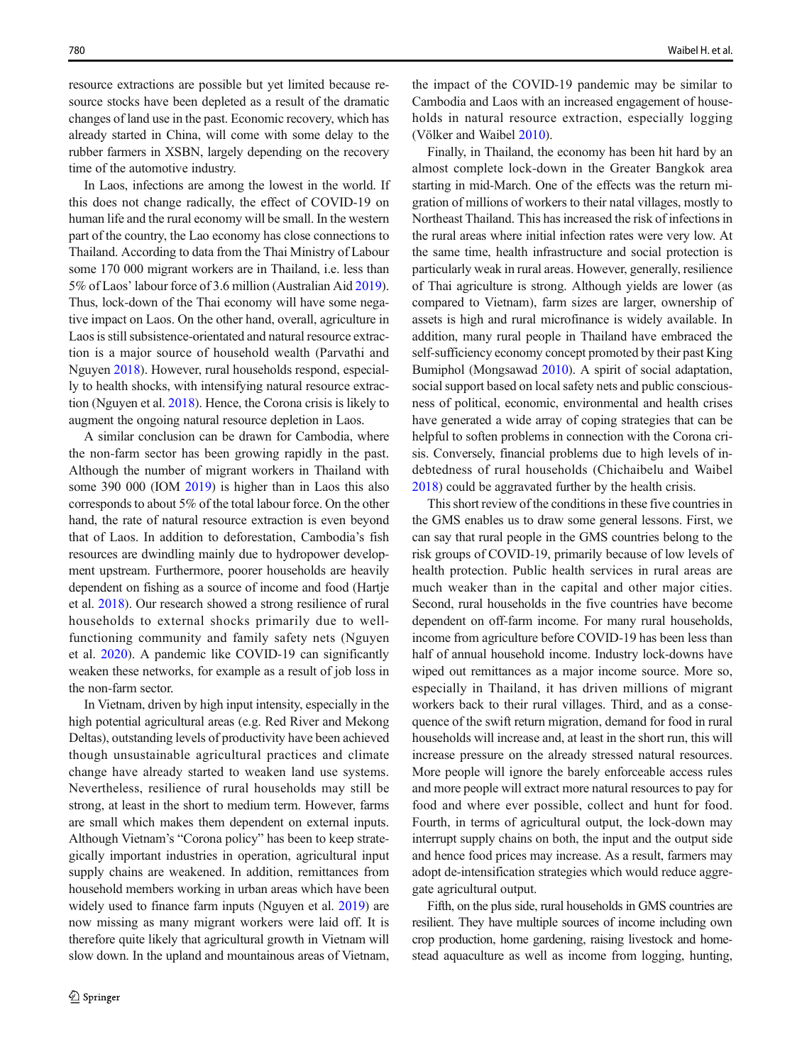resource extractions are possible but yet limited because resource stocks have been depleted as a result of the dramatic changes of land use in the past. Economic recovery, which has already started in China, will come with some delay to the rubber farmers in XSBN, largely depending on the recovery time of the automotive industry.

In Laos, infections are among the lowest in the world. If this does not change radically, the effect of COVID-19 on human life and the rural economy will be small. In the western part of the country, the Lao economy has close connections to Thailand. According to data from the Thai Ministry of Labour some 170 000 migrant workers are in Thailand, i.e. less than 5% of Laos' labour force of 3.6 million (Australian Aid 2019). Thus, lock-down of the Thai economy will have some negative impact on Laos. On the other hand, overall, agriculture in Laos is still subsistence-orientated and natural resource extraction is a major source of household wealth (Parvathi and Nguyen 2018). However, rural households respond, especially to health shocks, with intensifying natural resource extraction (Nguyen et al. 2018). Hence, the Corona crisis is likely to augment the ongoing natural resource depletion in Laos.

A similar conclusion can be drawn for Cambodia, where the non-farm sector has been growing rapidly in the past. Although the number of migrant workers in Thailand with some 390 000 (IOM 2019) is higher than in Laos this also corresponds to about 5% of the total labour force. On the other hand, the rate of natural resource extraction is even beyond that of Laos. In addition to deforestation, Cambodia's fish resources are dwindling mainly due to hydropower development upstream. Furthermore, poorer households are heavily dependent on fishing as a source of income and food (Hartje et al. 2018). Our research showed a strong resilience of rural households to external shocks primarily due to well-functioning community and family safety nets (Nguyen et al. 2020). A pandemic like COVID-19 can significantly weaken these networks, for example as a result of job loss in the non-farm sector.

In Vietnam, driven by high input intensity, especially in the high potential agricultural areas (e.g. Red River and Mekong Deltas), outstanding levels of productivity have been achieved though unsustainable agricultural practices and climate change have already started to weaken land use systems. Nevertheless, resilience of rural households may still be strong, at least in the short to medium term. However, farms are small which makes them dependent on external inputs. Although Vietnam's "Corona policy" has been to keep strategically important industries in operation, agricultural input supply chains are weakened. In addition, remittances from household members working in urban areas which have been widely used to finance farm inputs (Nguyen et al. 2019) are now missing as many migrant workers were laid off. It is therefore quite likely that agricultural growth in Vietnam will slow down. In the upland and mountainous areas of Vietnam, the impact of the COVID-19 pandemic may be similar to Cambodia and Laos with an increased engagement of households in natural resource extraction, especially logging (Völker and Waibel 2010).

Finally, in Thailand, the economy has been hit hard by an almost complete lock-down in the Greater Bangkok area starting in mid-March. One of the effects was the return migration of millions of workers to their natal villages, mostly to Northeast Thailand. This has increased the risk of infections in the rural areas where initial infection rates were very low. At the same time, health infrastructure and social protection is particularly weak in rural areas. However, generally, resilience of Thai agriculture is strong. Although yields are lower (as compared to Vietnam), farm sizes are larger, ownership of assets is high and rural microfinance is widely available. In addition, many rural people in Thailand have embraced the self-sufficiency economy concept promoted by their past King Bumiphol (Mongsawad 2010). A spirit of social adaptation, social support based on local safety nets and public consciousness of political, economic, environmental and health crises have generated a wide array of coping strategies that can be helpful to soften problems in connection with the Corona crisis. Conversely, financial problems due to high levels of indebtedness of rural households (Chichaibelu and Waibel 2018) could be aggravated further by the health crisis.

This short review of the conditions in these five countries in the GMS enables us to draw some general lessons. First, we can say that rural people in the GMS countries belong to the risk groups of COVID-19, primarily because of low levels of health protection. Public health services in rural areas are much weaker than in the capital and other major cities. Second, rural households in the five countries have become dependent on off-farm income. For many rural households, income from agriculture before COVID-19 has been less than half of annual household income. Industry lock-downs have wiped out remittances as a major income source. More so, especially in Thailand, it has driven millions of migrant workers back to their rural villages. Third, and as a consequence of the swift return migration, demand for food in rural households will increase and, at least in the short run, this will increase pressure on the already stressed natural resources. More people will ignore the barely enforceable access rules and more people will extract more natural resources to pay for food and where ever possible, collect and hunt for food. Fourth, in terms of agricultural output, the lock-down may interrupt supply chains on both, the input and the output side and hence food prices may increase. As a result, farmers may adopt de-intensification strategies which would reduce aggregate agricultural output.

Fifth, on the plus side, rural households in GMS countries are resilient. They have multiple sources of income including own crop production, home gardening, raising livestock and homestead aquaculture as well as income from logging, hunting,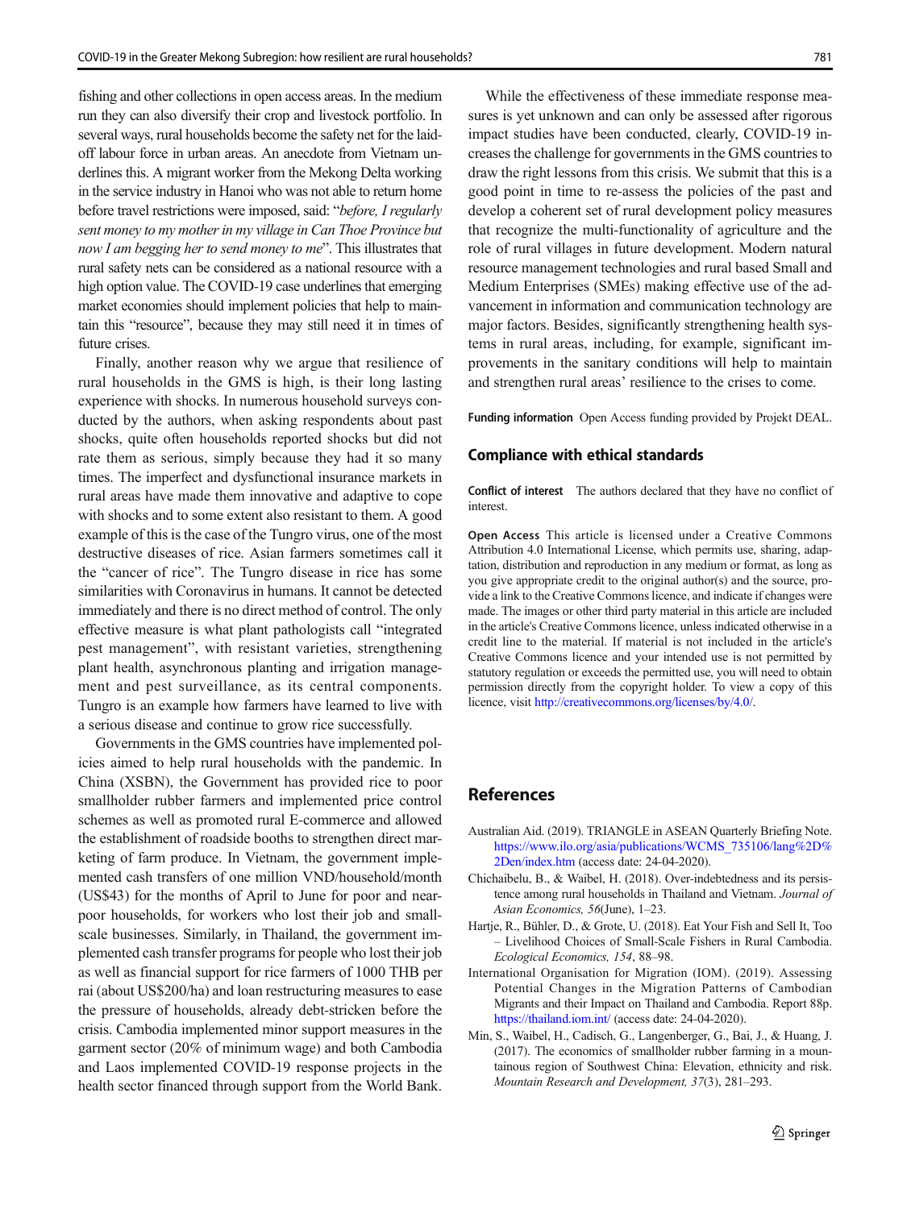fishing and other collections in open access areas. In the medium run they can also diversify their crop and livestock portfolio. In several ways, rural households become the safety net for the laid-off labour force in urban areas. An anecdote from Vietnam underlines this. A migrant worker from the Mekong Delta working in the service industry in Hanoi who was not able to return home before travel restrictions were imposed, said: "*before, I regularly sent money to my mother in my village in Can Thoe Province but now I am begging her to send money to me*". This illustrates that rural safety nets can be considered as a national resource with a high option value. The COVID-19 case underlines that emerging market economies should implement policies that help to maintain this "resource", because they may still need it in times of future crises.

Finally, another reason why we argue that resilience of rural households in the GMS is high, is their long lasting experience with shocks. In numerous household surveys conducted by the authors, when asking respondents about past shocks, quite often households reported shocks but did not rate them as serious, simply because they had it so many times. The imperfect and dysfunctional insurance markets in rural areas have made them innovative and adaptive to cope with shocks and to some extent also resistant to them. A good example of this is the case of the Tungro virus, one of the most destructive diseases of rice. Asian farmers sometimes call it the "cancer of rice". The Tungro disease in rice has some similarities with Coronavirus in humans. It cannot be detected immediately and there is no direct method of control. The only effective measure is what plant pathologists call "integrated pest management", with resistant varieties, strengthening plant health, asynchronous planting and irrigation management and pest surveillance, as its central components. Tungro is an example how farmers have learned to live with a serious disease and continue to grow rice successfully.

Governments in the GMS countries have implemented policies aimed to help rural households with the pandemic. In China (XSBN), the Government has provided rice to poor smallholder rubber farmers and implemented price control schemes as well as promoted rural E-commerce and allowed the establishment of roadside booths to strengthen direct marketing of farm produce. In Vietnam, the government implemented cash transfers of one million VND/household/month (US$43) for the months of April to June for poor and near-poor households, for workers who lost their job and small-scale businesses. Similarly, in Thailand, the government implemented cash transfer programs for people who lost their job as well as financial support for rice farmers of 1000 THB per rai (about US$200/ha) and loan restructuring measures to ease the pressure of households, already debt-stricken before the crisis. Cambodia implemented minor support measures in the garment sector (20% of minimum wage) and both Cambodia and Laos implemented COVID-19 response projects in the health sector financed through support from the World Bank.

While the effectiveness of these immediate response measures is yet unknown and can only be assessed after rigorous impact studies have been conducted, clearly, COVID-19 increases the challenge for governments in the GMS countries to draw the right lessons from this crisis. We submit that this is a good point in time to re-assess the policies of the past and develop a coherent set of rural development policy measures that recognize the multi-functionality of agriculture and the role of rural villages in future development. Modern natural resource management technologies and rural based Small and Medium Enterprises (SMEs) making effective use of the advancement in information and communication technology are major factors. Besides, significantly strengthening health systems in rural areas, including, for example, significant improvements in the sanitary conditions will help to maintain and strengthen rural areas' resilience to the crises to come.

**Funding information** Open Access funding provided by Projekt DEAL.

## Compliance with ethical standards

**Conflict of interest** The authors declared that they have no conflict of interest.

**Open Access** This article is licensed under a Creative Commons Attribution 4.0 International License, which permits use, sharing, adaptation, distribution and reproduction in any medium or format, as long as you give appropriate credit to the original author(s) and the source, provide a link to the Creative Commons licence, and indicate if changes were made. The images or other third party material in this article are included in the article's Creative Commons licence, unless indicated otherwise in a credit line to the material. If material is not included in the article's Creative Commons licence and your intended use is not permitted by statutory regulation or exceeds the permitted use, you will need to obtain permission directly from the copyright holder. To view a copy of this licence, visit http://creativecommons.org/licenses/by/4.0/.

## References

Australian Aid. (2019). TRIANGLE in ASEAN Quarterly Briefing Note. https://www.ilo.org/asia/publications/WCMS_735106/lang%2D%2Den/index.htm (access date: 24-04-2020).

Chichaibelu, B., & Waibel, H. (2018). Over-indebtedness and its persistence among rural households in Thailand and Vietnam. *Journal of Asian Economics, 56*(June), 1–23.

Hartje, R., Bühler, D., & Grote, U. (2018). Eat Your Fish and Sell It, Too – Livelihood Choices of Small-Scale Fishers in Rural Cambodia. *Ecological Economics, 154*, 88–98.

International Organisation for Migration (IOM). (2019). Assessing Potential Changes in the Migration Patterns of Cambodian Migrants and their Impact on Thailand and Cambodia. Report 88p. https://thailand.iom.int/ (access date: 24-04-2020).

Min, S., Waibel, H., Cadisch, G., Langenberger, G., Bai, J., & Huang, J. (2017). The economics of smallholder rubber farming in a mountainous region of Southwest China: Elevation, ethnicity and risk. *Mountain Research and Development, 37*(3), 281–293.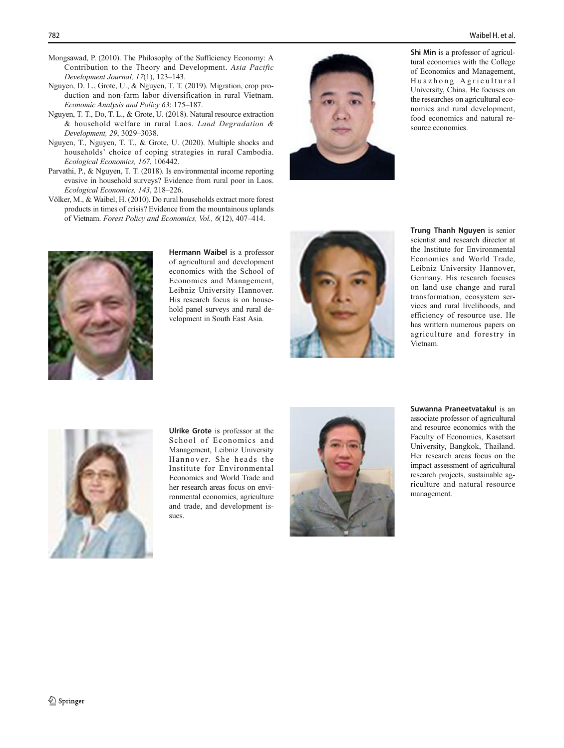Mongsawad, P. (2010). The Philosophy of the Sufficiency Economy: A Contribution to the Theory and Development. *Asia Pacific Development Journal, 17*(1), 123–143.

Nguyen, D. L., Grote, U., & Nguyen, T. T. (2019). Migration, crop production and non-farm labor diversification in rural Vietnam. *Economic Analysis and Policy 63*: 175–187.

Nguyen, T. T., Do, T. L., & Grote, U. (2018). Natural resource extraction & household welfare in rural Laos. *Land Degradation & Development, 29*, 3029–3038.

Nguyen, T., Nguyen, T. T., & Grote, U. (2020). Multiple shocks and households' choice of coping strategies in rural Cambodia. *Ecological Economics, 167*, 106442.

Parvathi, P., & Nguyen, T. T. (2018). Is environmental income reporting evasive in household surveys? Evidence from rural poor in Laos. *Ecological Economics, 143*, 218–226.

Völker, M., & Waibel, H. (2010). Do rural households extract more forest products in times of crisis? Evidence from the mountainous uplands of Vietnam. *Forest Policy and Economics, Vol., 6*(12), 407–414.

**Hermann Waibel** is a professor of agricultural and development economics with the School of Economics and Management, Leibniz University Hannover. His research focus is on household panel surveys and rural development in South East Asia.

**Ulrike Grote** is professor at the School of Economics and Management, Leibniz University Hannover. She heads the Institute for Environmental Economics and World Trade and her research areas focus on environmental economics, agriculture and trade, and development issues.

**Shi Min** is a professor of agricultural economics with the College of Economics and Management, Huazhong Agricultural University, China. He focuses on the researches on agricultural economics and rural development, food economics and natural resource economics.

**Trung Thanh Nguyen** is senior scientist and research director at the Institute for Environmental Economics and World Trade, Leibniz University Hannover, Germany. His research focuses on land use change and rural transformation, ecosystem services and rural livelihoods, and efficiency of resource use. He has writtern numerous papers on agriculture and forestry in Vietnam.

**Suwanna Praneetvatakul** is an associate professor of agricultural and resource economics with the Faculty of Economics, Kasetsart University, Bangkok, Thailand. Her research areas focus on the impact assessment of agricultural research projects, sustainable agriculture and natural resource management.